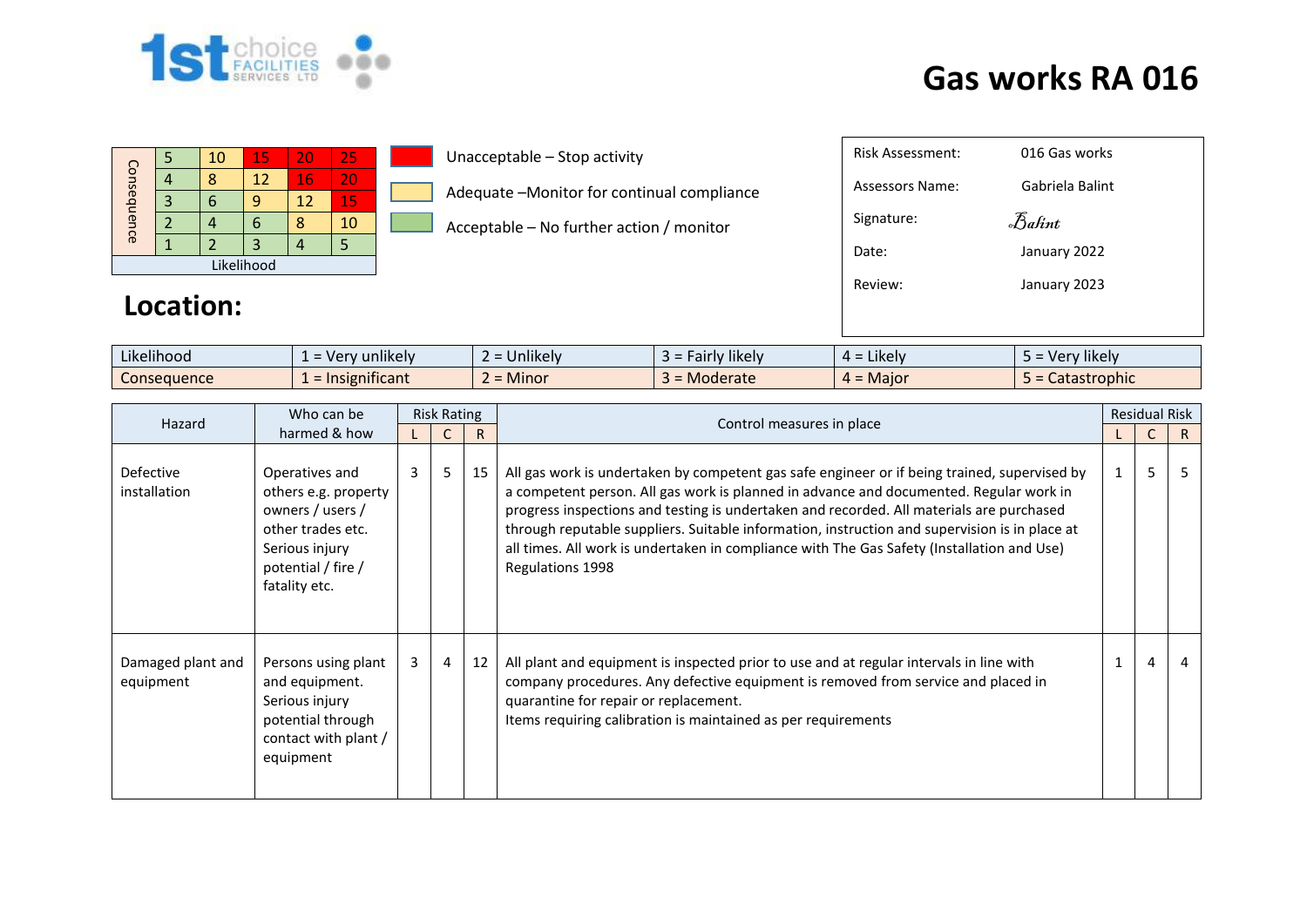1st choice FACILITIES SERVICES LTD

# Gas works RA 016

| Consequence | | | | | |
|---|---|---|---|---|---|
| 5 | 5 | 10 | 15 | 20 | 25 |
| 4 | 4 | 8 | 12 | 16 | 20 |
| 3 | 3 | 6 | 9 | 12 | 15 |
| 2 | 2 | 4 | 6 | 8 | 10 |
| 1 | 1 | 2 | 3 | 4 | 5 |
| Likelihood | | | | | |

- Unacceptable – Stop activity
- Adequate –Monitor for continual compliance
- Acceptable – No further action / monitor

| | |
|---|---|
| Risk Assessment: | 016 Gas works |
| Assessors Name: | Gabriela Balint |
| Signature: | Balint |
| Date: | January 2022 |
| Review: | January 2023 |

## Location:

| | | | | | |
|---|---|---|---|---|---|
| Likelihood | 1 = Very unlikely | 2 = Unlikely | 3 = Fairly likely | 4 = Likely | 5 = Very likely |
| Consequence | 1 = Insignificant | 2 = Minor | 3 = Moderate | 4 = Major | 5 = Catastrophic |

| Hazard | Who can be harmed & how | Risk Rating | | | Control measures in place | Residual Risk | | |
|---|---|---|---|---|---|---|---|---|
| | | L | C | R | | L | C | R |
| Defective installation | Operatives and others e.g. property owners / users / other trades etc. Serious injury potential / fire / fatality etc. | 3 | 5 | 15 | All gas work is undertaken by competent gas safe engineer or if being trained, supervised by a competent person. All gas work is planned in advance and documented. Regular work in progress inspections and testing is undertaken and recorded. All materials are purchased through reputable suppliers. Suitable information, instruction and supervision is in place at all times. All work is undertaken in compliance with The Gas Safety (Installation and Use) Regulations 1998 | 1 | 5 | 5 |
| Damaged plant and equipment | Persons using plant and equipment. Serious injury potential through contact with plant / equipment | 3 | 4 | 12 | All plant and equipment is inspected prior to use and at regular intervals in line with company procedures. Any defective equipment is removed from service and placed in quarantine for repair or replacement.<br>Items requiring calibration is maintained as per requirements | 1 | 4 | 4 |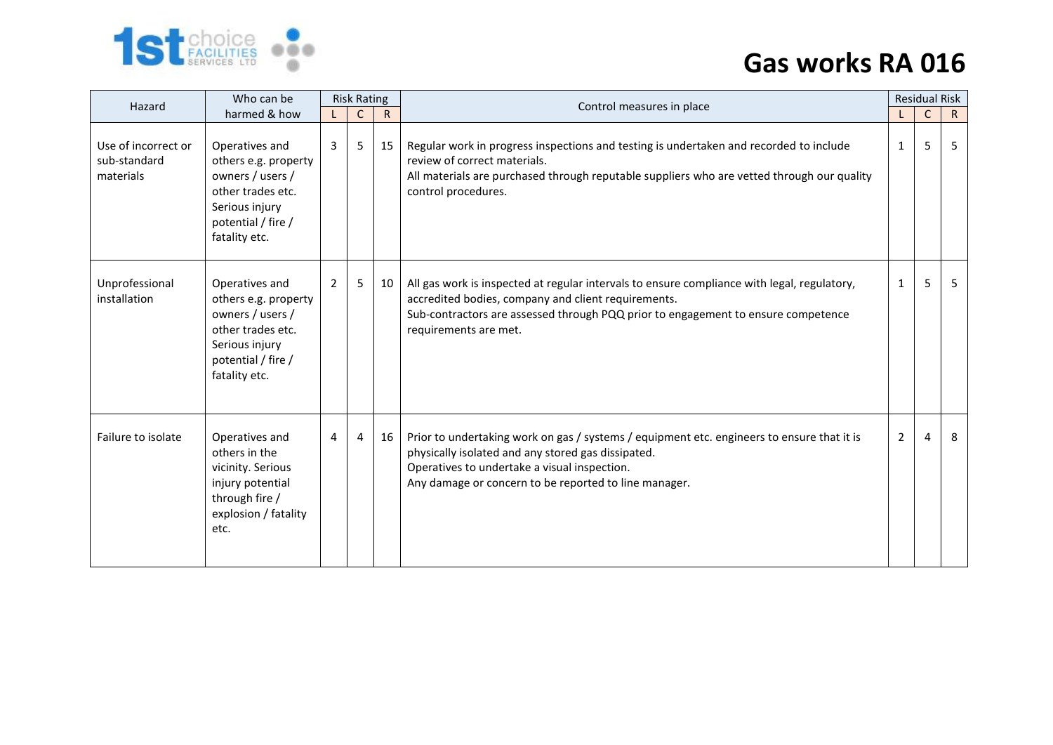# Gas works RA 016

| Hazard | Who can be harmed & how | Risk Rating | | | Control measures in place | Residual Risk | | |
|---|---|---|---|---|---|---|---|---|
| | | L | C | R | | L | C | R |
| Use of incorrect or sub-standard materials | Operatives and others e.g. property owners / users / other trades etc. Serious injury potential / fire / fatality etc. | 3 | 5 | 15 | Regular work in progress inspections and testing is undertaken and recorded to include review of correct materials.<br>All materials are purchased through reputable suppliers who are vetted through our quality control procedures. | 1 | 5 | 5 |
| Unprofessional installation | Operatives and others e.g. property owners / users / other trades etc. Serious injury potential / fire / fatality etc. | 2 | 5 | 10 | All gas work is inspected at regular intervals to ensure compliance with legal, regulatory, accredited bodies, company and client requirements.<br>Sub-contractors are assessed through PQQ prior to engagement to ensure competence requirements are met. | 1 | 5 | 5 |
| Failure to isolate | Operatives and others in the vicinity. Serious injury potential through fire / explosion / fatality etc. | 4 | 4 | 16 | Prior to undertaking work on gas / systems / equipment etc. engineers to ensure that it is physically isolated and any stored gas dissipated.<br>Operatives to undertake a visual inspection.<br>Any damage or concern to be reported to line manager. | 2 | 4 | 8 |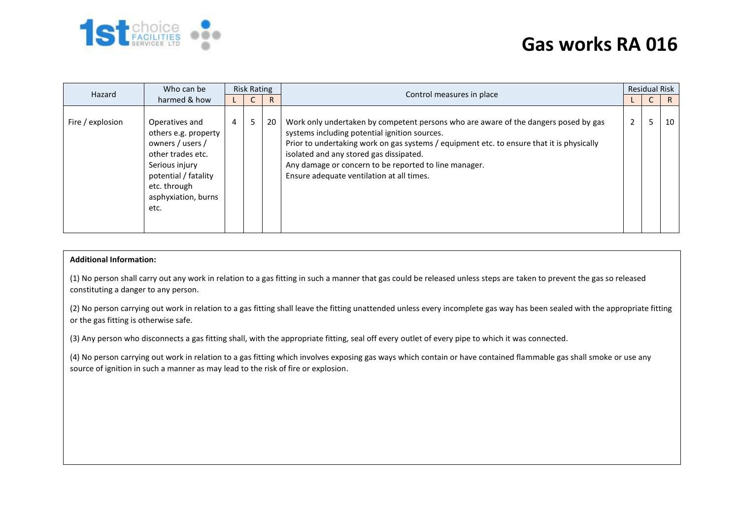# Gas works RA 016

| Hazard | Who can be harmed & how | Risk Rating | | | Control measures in place | Residual Risk | | |
|---|---|---|---|---|---|---|---|---|
| | | L | C | R | | L | C | R |
| Fire / explosion | Operatives and others e.g. property owners / users / other trades etc. Serious injury potential / fatality etc. through asphyxiation, burns etc. | 4 | 5 | 20 | Work only undertaken by competent persons who are aware of the dangers posed by gas systems including potential ignition sources.<br>Prior to undertaking work on gas systems / equipment etc. to ensure that it is physically isolated and any stored gas dissipated.<br>Any damage or concern to be reported to line manager.<br>Ensure adequate ventilation at all times. | 2 | 5 | 10 |

**Additional Information:**

(1) No person shall carry out any work in relation to a gas fitting in such a manner that gas could be released unless steps are taken to prevent the gas so released constituting a danger to any person.

(2) No person carrying out work in relation to a gas fitting shall leave the fitting unattended unless every incomplete gas way has been sealed with the appropriate fitting or the gas fitting is otherwise safe.

(3) Any person who disconnects a gas fitting shall, with the appropriate fitting, seal off every outlet of every pipe to which it was connected.

(4) No person carrying out work in relation to a gas fitting which involves exposing gas ways which contain or have contained flammable gas shall smoke or use any source of ignition in such a manner as may lead to the risk of fire or explosion.